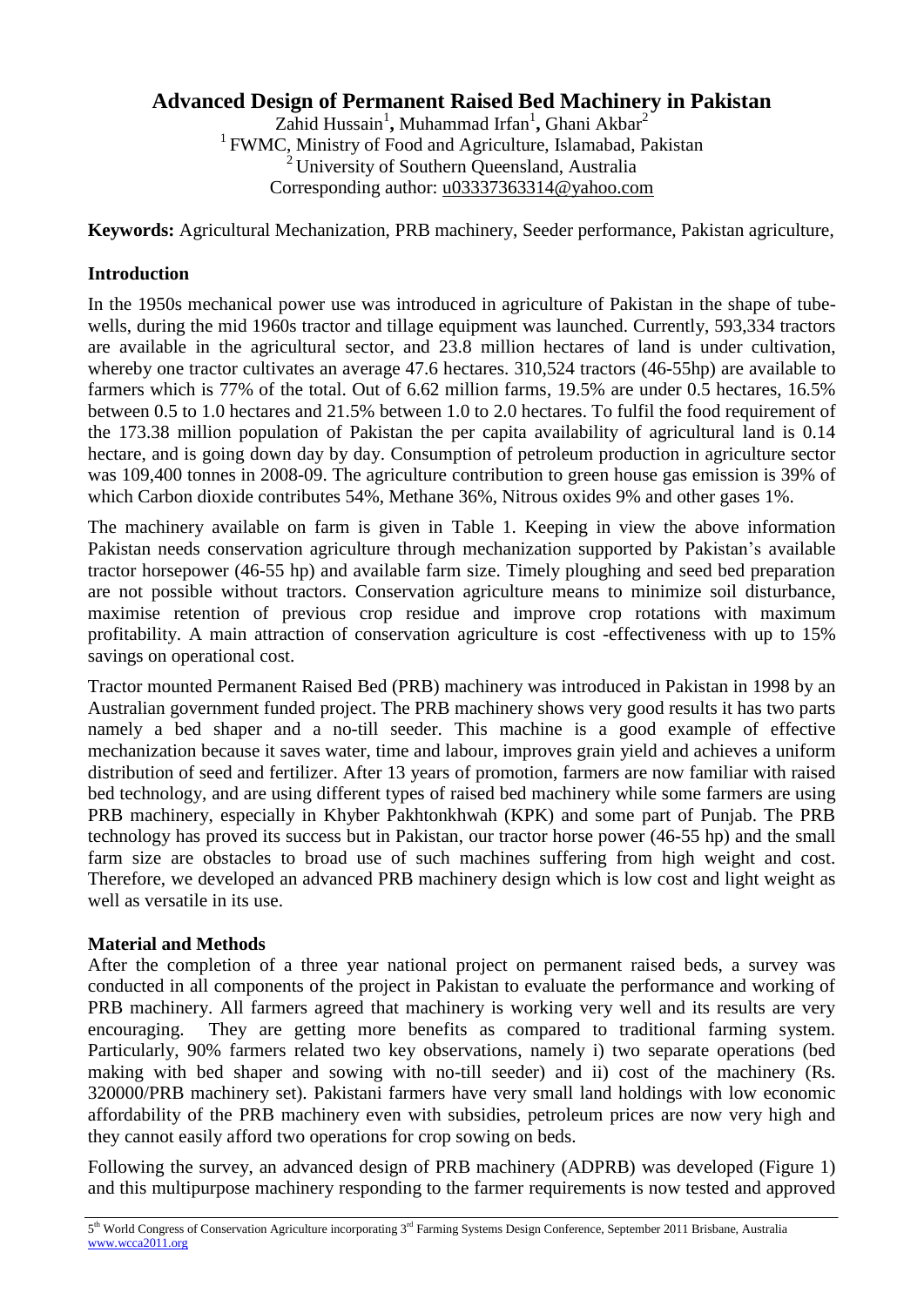# Advanced Design of Permanent Raised Bed Machinery in Pakistan

Zahid Hussain[1], Muhammad Irfan[1], Ghani Akbar[2]

[1] FWMC, Ministry of Food and Agriculture, Islamabad, Pakistan

[2] University of Southern Queensland, Australia

Corresponding author: u03337363314@yahoo.com

**Keywords:** Agricultural Mechanization, PRB machinery, Seeder performance, Pakistan agriculture,

## Introduction

In the 1950s mechanical power use was introduced in agriculture of Pakistan in the shape of tube-wells, during the mid 1960s tractor and tillage equipment was launched. Currently, 593,334 tractors are available in the agricultural sector, and 23.8 million hectares of land is under cultivation, whereby one tractor cultivates an average 47.6 hectares. 310,524 tractors (46-55hp) are available to farmers which is 77% of the total. Out of 6.62 million farms, 19.5% are under 0.5 hectares, 16.5% between 0.5 to 1.0 hectares and 21.5% between 1.0 to 2.0 hectares. To fulfil the food requirement of the 173.38 million population of Pakistan the per capita availability of agricultural land is 0.14 hectare, and is going down day by day. Consumption of petroleum production in agriculture sector was 109,400 tonnes in 2008-09. The agriculture contribution to green house gas emission is 39% of which Carbon dioxide contributes 54%, Methane 36%, Nitrous oxides 9% and other gases 1%.

The machinery available on farm is given in Table 1. Keeping in view the above information Pakistan needs conservation agriculture through mechanization supported by Pakistan's available tractor horsepower (46-55 hp) and available farm size. Timely ploughing and seed bed preparation are not possible without tractors. Conservation agriculture means to minimize soil disturbance, maximise retention of previous crop residue and improve crop rotations with maximum profitability. A main attraction of conservation agriculture is cost -effectiveness with up to 15% savings on operational cost.

Tractor mounted Permanent Raised Bed (PRB) machinery was introduced in Pakistan in 1998 by an Australian government funded project. The PRB machinery shows very good results it has two parts namely a bed shaper and a no-till seeder. This machine is a good example of effective mechanization because it saves water, time and labour, improves grain yield and achieves a uniform distribution of seed and fertilizer. After 13 years of promotion, farmers are now familiar with raised bed technology, and are using different types of raised bed machinery while some farmers are using PRB machinery, especially in Khyber Pakhtonkhwah (KPK) and some part of Punjab. The PRB technology has proved its success but in Pakistan, our tractor horse power (46-55 hp) and the small farm size are obstacles to broad use of such machines suffering from high weight and cost. Therefore, we developed an advanced PRB machinery design which is low cost and light weight as well as versatile in its use.

## Material and Methods

After the completion of a three year national project on permanent raised beds, a survey was conducted in all components of the project in Pakistan to evaluate the performance and working of PRB machinery. All farmers agreed that machinery is working very well and its results are very encouraging. They are getting more benefits as compared to traditional farming system. Particularly, 90% farmers related two key observations, namely i) two separate operations (bed making with bed shaper and sowing with no-till seeder) and ii) cost of the machinery (Rs. 320000/PRB machinery set). Pakistani farmers have very small land holdings with low economic affordability of the PRB machinery even with subsidies, petroleum prices are now very high and they cannot easily afford two operations for crop sowing on beds.

Following the survey, an advanced design of PRB machinery (ADPRB) was developed (Figure 1) and this multipurpose machinery responding to the farmer requirements is now tested and approved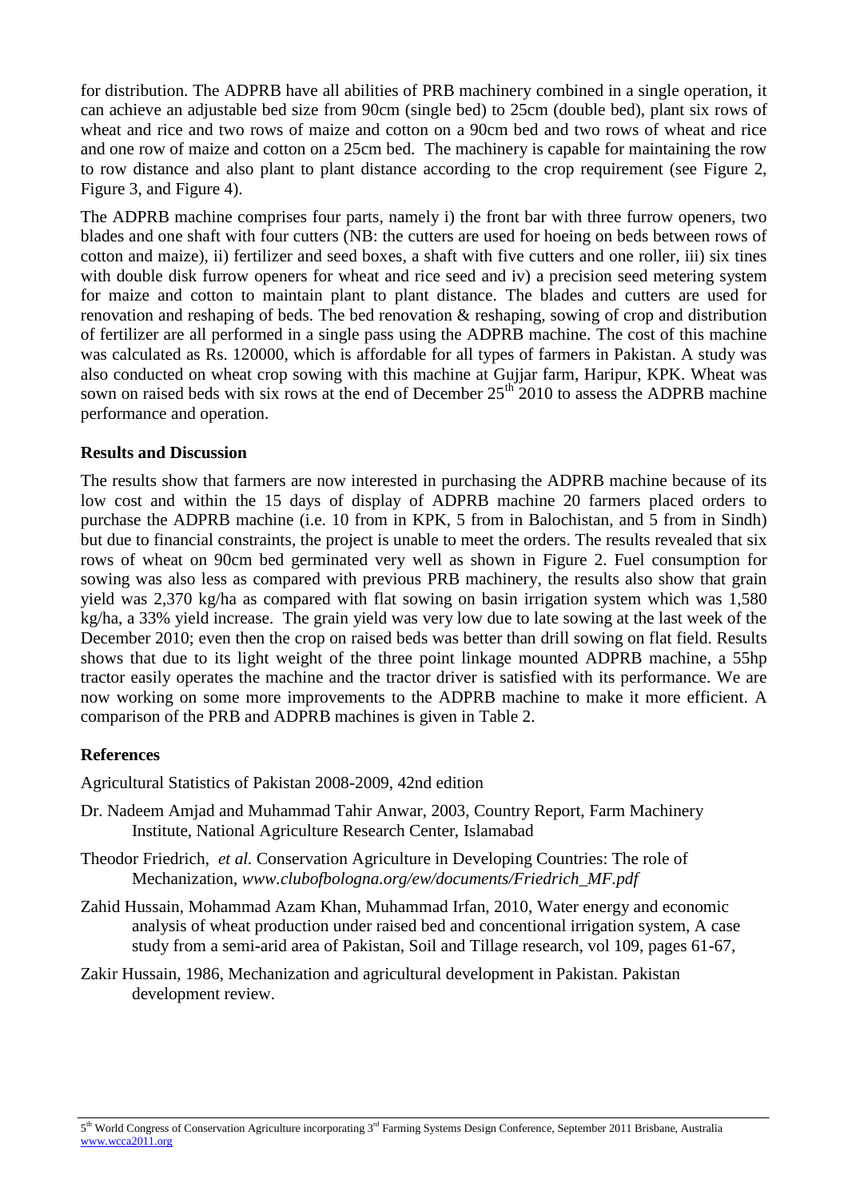for distribution. The ADPRB have all abilities of PRB machinery combined in a single operation, it can achieve an adjustable bed size from 90cm (single bed) to 25cm (double bed), plant six rows of wheat and rice and two rows of maize and cotton on a 90cm bed and two rows of wheat and rice and one row of maize and cotton on a 25cm bed. The machinery is capable for maintaining the row to row distance and also plant to plant distance according to the crop requirement (see Figure 2, Figure 3, and Figure 4).

The ADPRB machine comprises four parts, namely i) the front bar with three furrow openers, two blades and one shaft with four cutters (NB: the cutters are used for hoeing on beds between rows of cotton and maize), ii) fertilizer and seed boxes, a shaft with five cutters and one roller, iii) six tines with double disk furrow openers for wheat and rice seed and iv) a precision seed metering system for maize and cotton to maintain plant to plant distance. The blades and cutters are used for renovation and reshaping of beds. The bed renovation & reshaping, sowing of crop and distribution of fertilizer are all performed in a single pass using the ADPRB machine. The cost of this machine was calculated as Rs. 120000, which is affordable for all types of farmers in Pakistan. A study was also conducted on wheat crop sowing with this machine at Gujjar farm, Haripur, KPK. Wheat was sown on raised beds with six rows at the end of December 25th 2010 to assess the ADPRB machine performance and operation.

**Results and Discussion**

The results show that farmers are now interested in purchasing the ADPRB machine because of its low cost and within the 15 days of display of ADPRB machine 20 farmers placed orders to purchase the ADPRB machine (i.e. 10 from in KPK, 5 from in Balochistan, and 5 from in Sindh) but due to financial constraints, the project is unable to meet the orders. The results revealed that six rows of wheat on 90cm bed germinated very well as shown in Figure 2. Fuel consumption for sowing was also less as compared with previous PRB machinery, the results also show that grain yield was 2,370 kg/ha as compared with flat sowing on basin irrigation system which was 1,580 kg/ha, a 33% yield increase. The grain yield was very low due to late sowing at the last week of the December 2010; even then the crop on raised beds was better than drill sowing on flat field. Results shows that due to its light weight of the three point linkage mounted ADPRB machine, a 55hp tractor easily operates the machine and the tractor driver is satisfied with its performance. We are now working on some more improvements to the ADPRB machine to make it more efficient. A comparison of the PRB and ADPRB machines is given in Table 2.

**References**

Agricultural Statistics of Pakistan 2008-2009, 42nd edition

Dr. Nadeem Amjad and Muhammad Tahir Anwar, 2003, Country Report, Farm Machinery Institute, National Agriculture Research Center, Islamabad

Theodor Friedrich, *et al.* Conservation Agriculture in Developing Countries: The role of Mechanization, *www.clubofbologna.org/ew/documents/Friedrich_MF.pdf*

Zahid Hussain, Mohammad Azam Khan, Muhammad Irfan, 2010, Water energy and economic analysis of wheat production under raised bed and concentional irrigation system, A case study from a semi-arid area of Pakistan, Soil and Tillage research, vol 109, pages 61-67,

Zakir Hussain, 1986, Mechanization and agricultural development in Pakistan. Pakistan development review.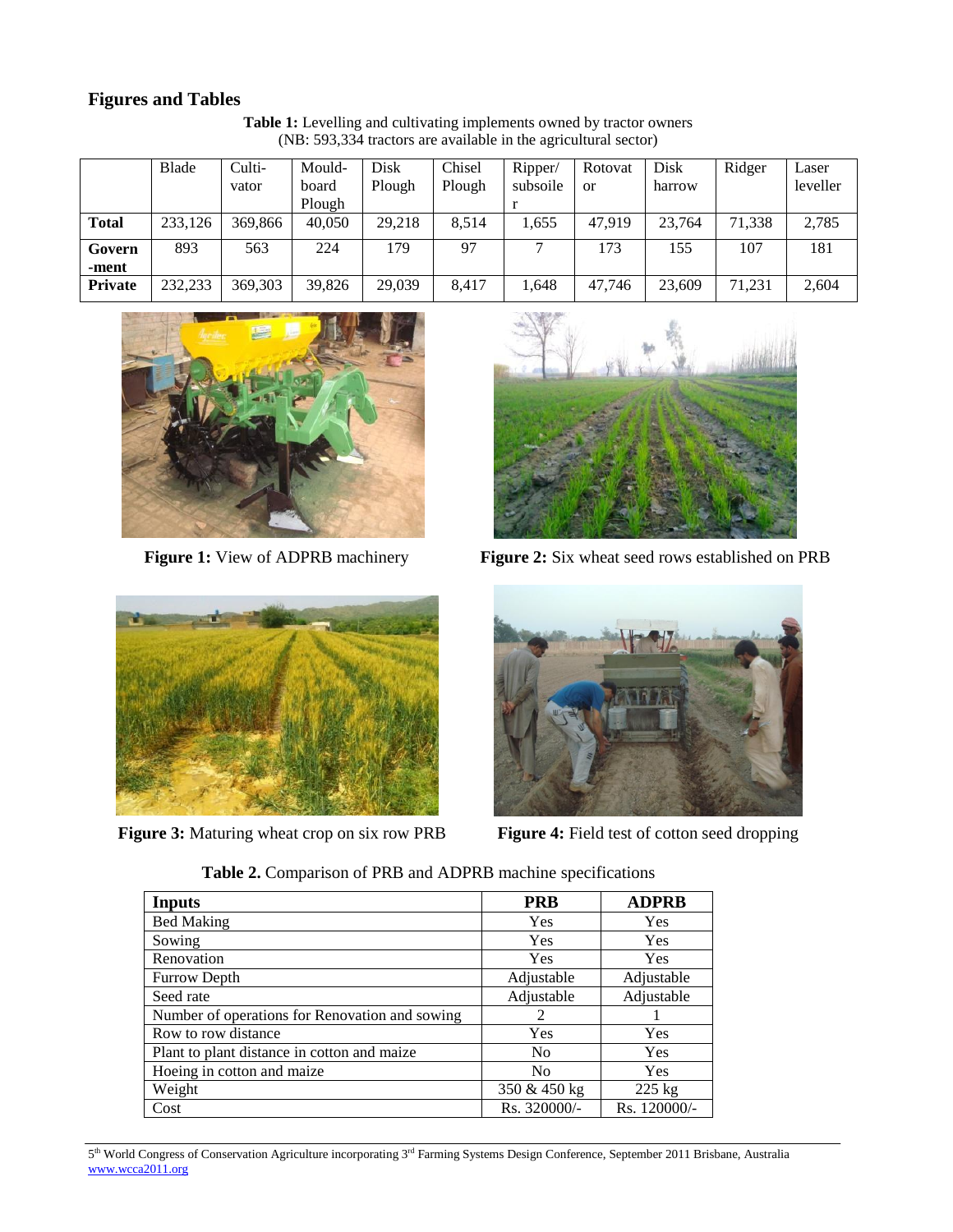## Figures and Tables

**Table 1:** Levelling and cultivating implements owned by tractor owners (NB: 593,334 tractors are available in the agricultural sector)

| | Blade | Culti-vator | Mould-board Plough | Disk Plough | Chisel Plough | Ripper/ subsoiler | Rotovator | Disk harrow | Ridger | Laser leveller |
|---|---|---|---|---|---|---|---|---|---|---|
| **Total** | 233,126 | 369,866 | 40,050 | 29,218 | 8,514 | 1,655 | 47,919 | 23,764 | 71,338 | 2,785 |
| **Govern-ment** | 893 | 563 | 224 | 179 | 97 | 7 | 173 | 155 | 107 | 181 |
| **Private** | 232,233 | 369,303 | 39,826 | 29,039 | 8,417 | 1,648 | 47,746 | 23,609 | 71,231 | 2,604 |

**Figure 1:** View of ADPRB machinery

**Figure 2:** Six wheat seed rows established on PRB

**Figure 3:** Maturing wheat crop on six row PRB

**Figure 4:** Field test of cotton seed dropping

**Table 2.** Comparison of PRB and ADPRB machine specifications

| Inputs | PRB | ADPRB |
|---|---|---|
| Bed Making | Yes | Yes |
| Sowing | Yes | Yes |
| Renovation | Yes | Yes |
| Furrow Depth | Adjustable | Adjustable |
| Seed rate | Adjustable | Adjustable |
| Number of operations for Renovation and sowing | 2 | 1 |
| Row to row distance | Yes | Yes |
| Plant to plant distance in cotton and maize | No | Yes |
| Hoeing in cotton and maize | No | Yes |
| Weight | 350 & 450 kg | 225 kg |
| Cost | Rs. 320000/- | Rs. 120000/- |